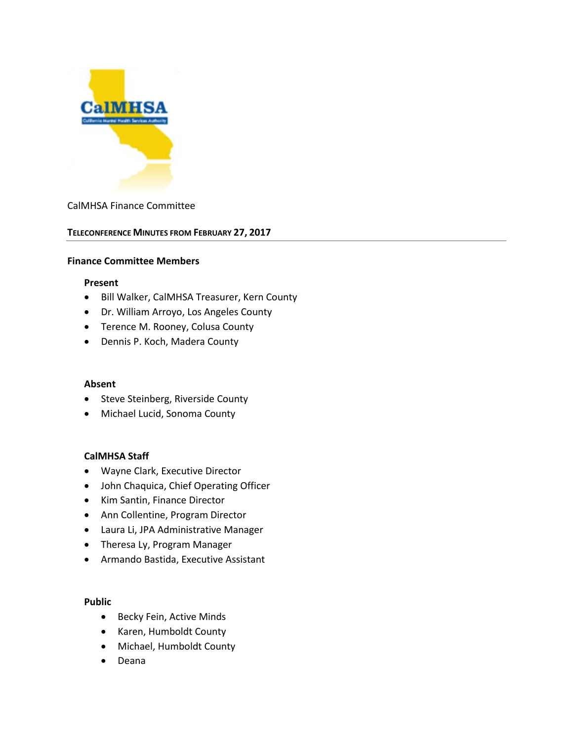CalMHSA Finance Committee

## TELECONFERENCE MINUTES FROM FEBRUARY 27, 2017

### Finance Committee Members

**Present**

- Bill Walker, CalMHSA Treasurer, Kern County
- Dr. William Arroyo, Los Angeles County
- Terence M. Rooney, Colusa County
- Dennis P. Koch, Madera County

**Absent**

- Steve Steinberg, Riverside County
- Michael Lucid, Sonoma County

**CalMHSA Staff**

- Wayne Clark, Executive Director
- John Chaquica, Chief Operating Officer
- Kim Santin, Finance Director
- Ann Collentine, Program Director
- Laura Li, JPA Administrative Manager
- Theresa Ly, Program Manager
- Armando Bastida, Executive Assistant

**Public**

- Becky Fein, Active Minds
- Karen, Humboldt County
- Michael, Humboldt County
- Deana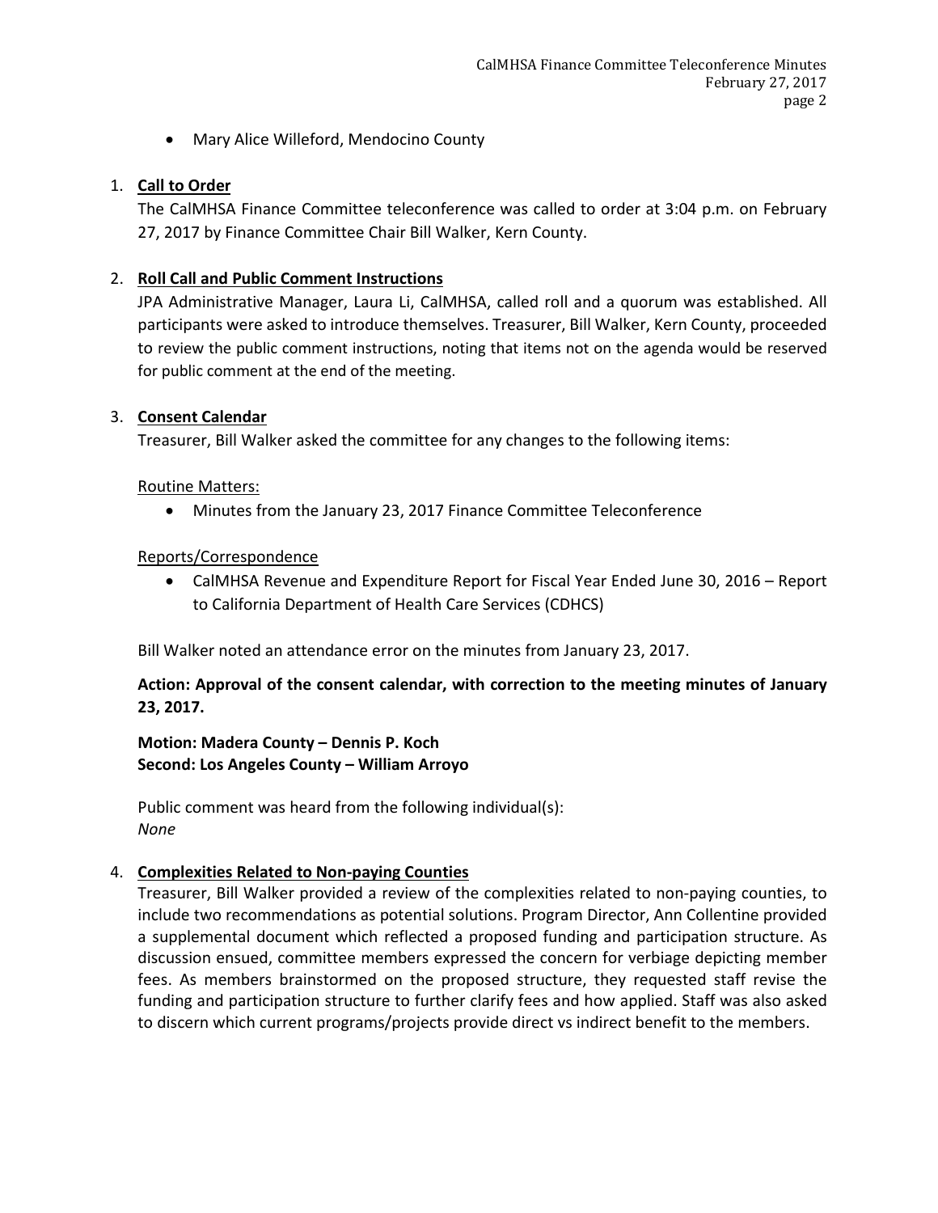- Mary Alice Willeford, Mendocino County

1. **Call to Order**

   The CalMHSA Finance Committee teleconference was called to order at 3:04 p.m. on February 27, 2017 by Finance Committee Chair Bill Walker, Kern County.

2. **Roll Call and Public Comment Instructions**

   JPA Administrative Manager, Laura Li, CalMHSA, called roll and a quorum was established. All participants were asked to introduce themselves. Treasurer, Bill Walker, Kern County, proceeded to review the public comment instructions, noting that items not on the agenda would be reserved for public comment at the end of the meeting.

3. **Consent Calendar**

   Treasurer, Bill Walker asked the committee for any changes to the following items:

   Routine Matters:

   - Minutes from the January 23, 2017 Finance Committee Teleconference

   Reports/Correspondence

   - CalMHSA Revenue and Expenditure Report for Fiscal Year Ended June 30, 2016 – Report to California Department of Health Care Services (CDHCS)

   Bill Walker noted an attendance error on the minutes from January 23, 2017.

   **Action: Approval of the consent calendar, with correction to the meeting minutes of January 23, 2017.**

   **Motion: Madera County – Dennis P. Koch**
   **Second: Los Angeles County – William Arroyo**

   Public comment was heard from the following individual(s):
   *None*

4. **Complexities Related to Non-paying Counties**

   Treasurer, Bill Walker provided a review of the complexities related to non-paying counties, to include two recommendations as potential solutions. Program Director, Ann Collentine provided a supplemental document which reflected a proposed funding and participation structure. As discussion ensued, committee members expressed the concern for verbiage depicting member fees. As members brainstormed on the proposed structure, they requested staff revise the funding and participation structure to further clarify fees and how applied. Staff was also asked to discern which current programs/projects provide direct vs indirect benefit to the members.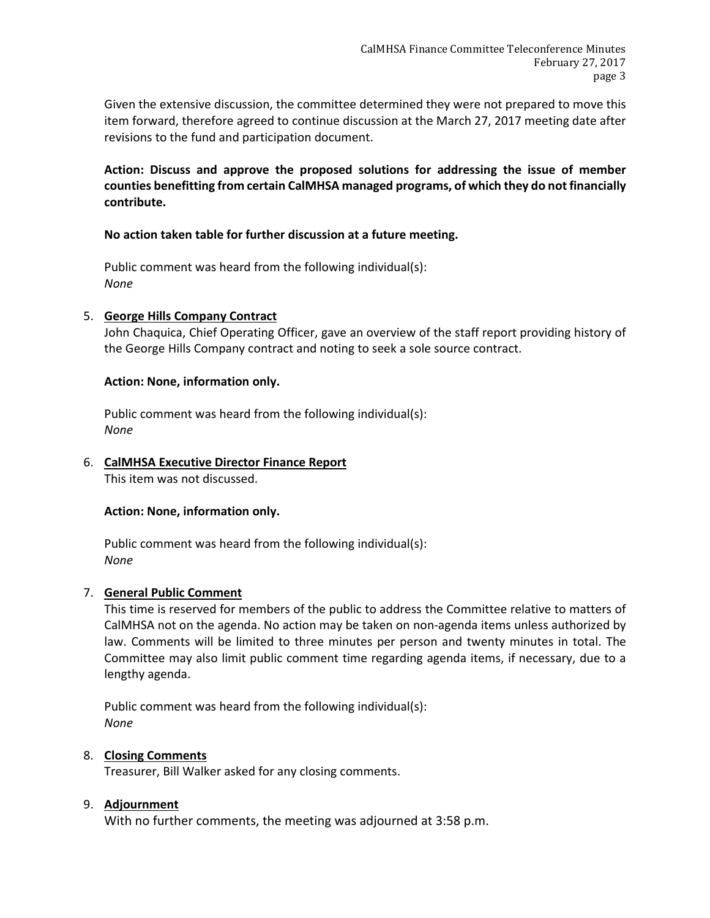Given the extensive discussion, the committee determined they were not prepared to move this item forward, therefore agreed to continue discussion at the March 27, 2017 meeting date after revisions to the fund and participation document.

**Action: Discuss and approve the proposed solutions for addressing the issue of member counties benefitting from certain CalMHSA managed programs, of which they do not financially contribute.**

**No action taken table for further discussion at a future meeting.**

Public comment was heard from the following individual(s):
*None*

5. **George Hills Company Contract**
   John Chaquica, Chief Operating Officer, gave an overview of the staff report providing history of the George Hills Company contract and noting to seek a sole source contract.

   **Action: None, information only.**

   Public comment was heard from the following individual(s):
   *None*

6. **CalMHSA Executive Director Finance Report**
   This item was not discussed.

   **Action: None, information only.**

   Public comment was heard from the following individual(s):
   *None*

7. **General Public Comment**
   This time is reserved for members of the public to address the Committee relative to matters of CalMHSA not on the agenda. No action may be taken on non-agenda items unless authorized by law. Comments will be limited to three minutes per person and twenty minutes in total. The Committee may also limit public comment time regarding agenda items, if necessary, due to a lengthy agenda.

   Public comment was heard from the following individual(s):
   *None*

8. **Closing Comments**
   Treasurer, Bill Walker asked for any closing comments.

9. **Adjournment**
   With no further comments, the meeting was adjourned at 3:58 p.m.